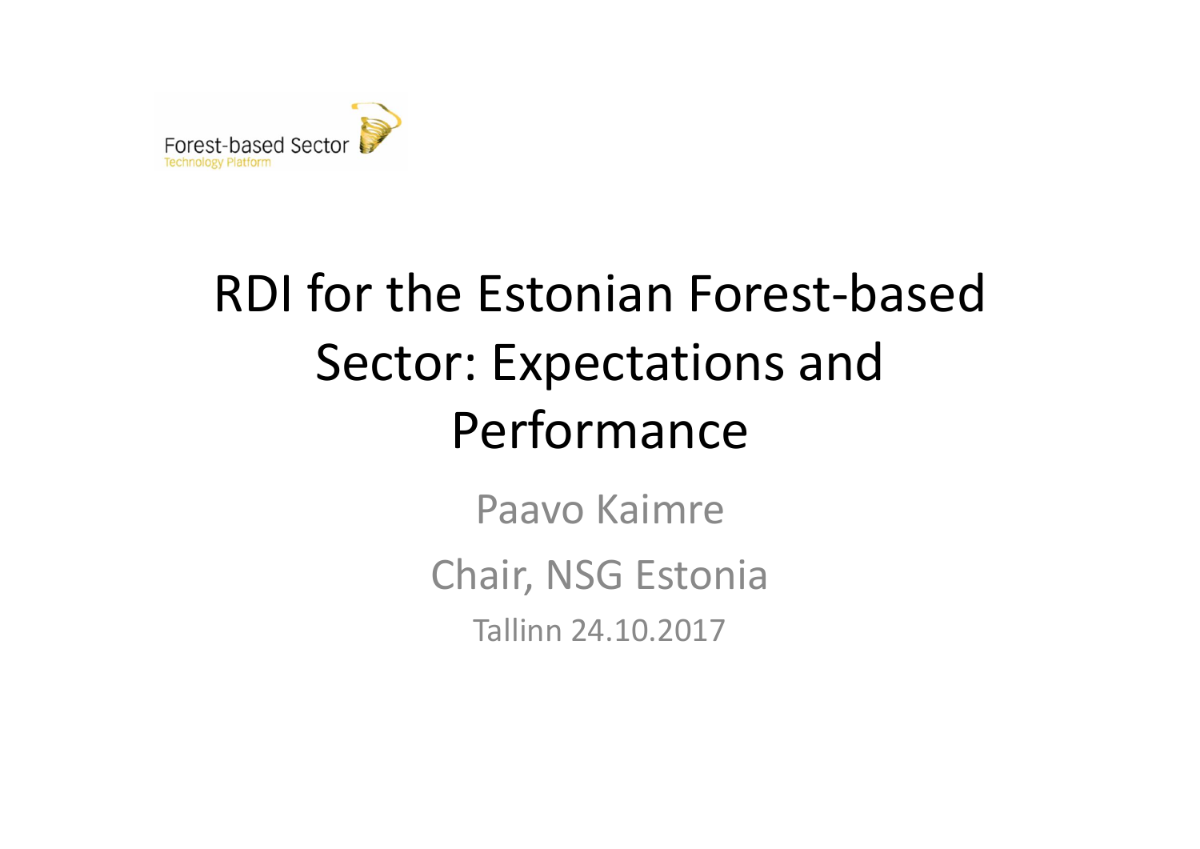Forest-based Sector
Technology Platform

# RDI for the Estonian Forest-based Sector: Expectations and Performance

Paavo Kaimre

Chair, NSG Estonia

Tallinn 24.10.2017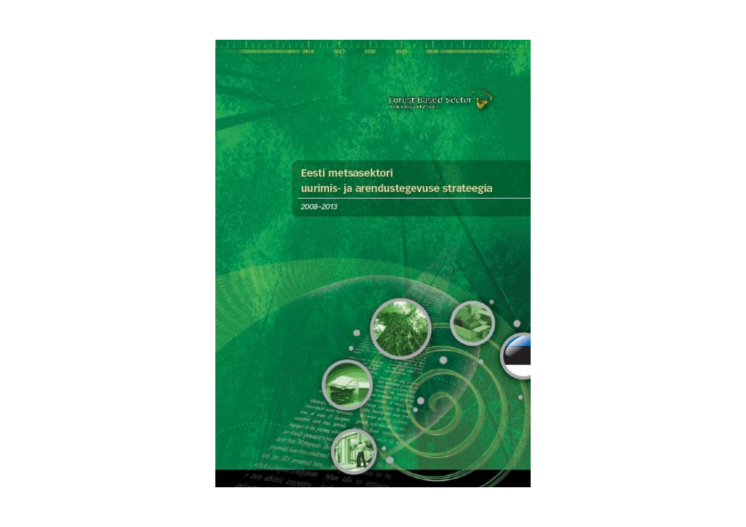Forest-Based Sector
Technology Platform

# Eesti metsasektori uurimis- ja arendustegevuse strateegia

*2008–2013*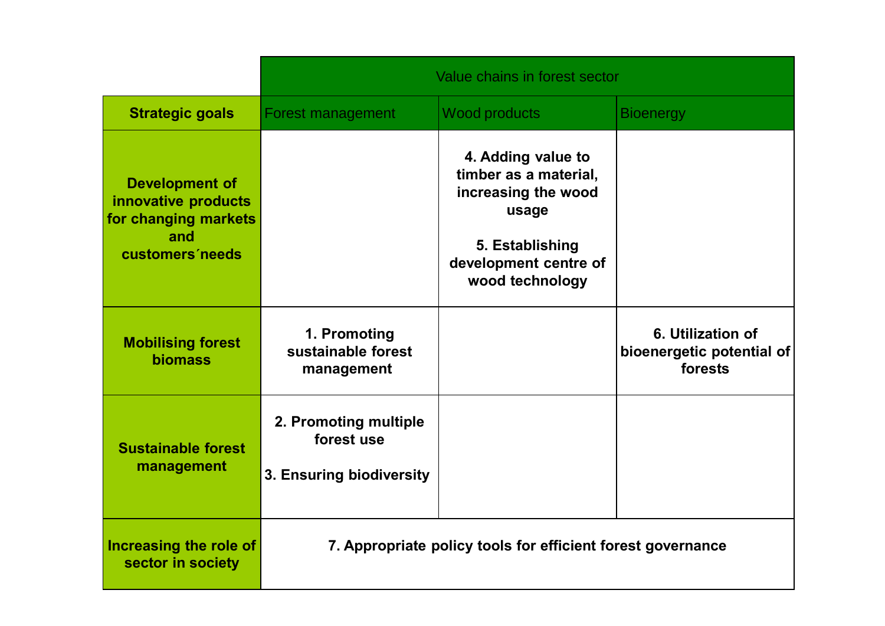| | Value chains in forest sector | | |
|---|---|---|---|
| **Strategic goals** | Forest management | Wood products | Bioenergy |
| **Development of innovative products for changing markets and customers´needs** | | **4. Adding value to timber as a material, increasing the wood usage**<br><br>**5. Establishing development centre of wood technology** | |
| **Mobilising forest biomass** | **1. Promoting sustainable forest management** | | **6. Utilization of bioenergetic potential of forests** |
| **Sustainable forest management** | **2. Promoting multiple forest use**<br><br>**3. Ensuring biodiversity** | | |
| **Increasing the role of sector in society** | **7. Appropriate policy tools for efficient forest governance** | | |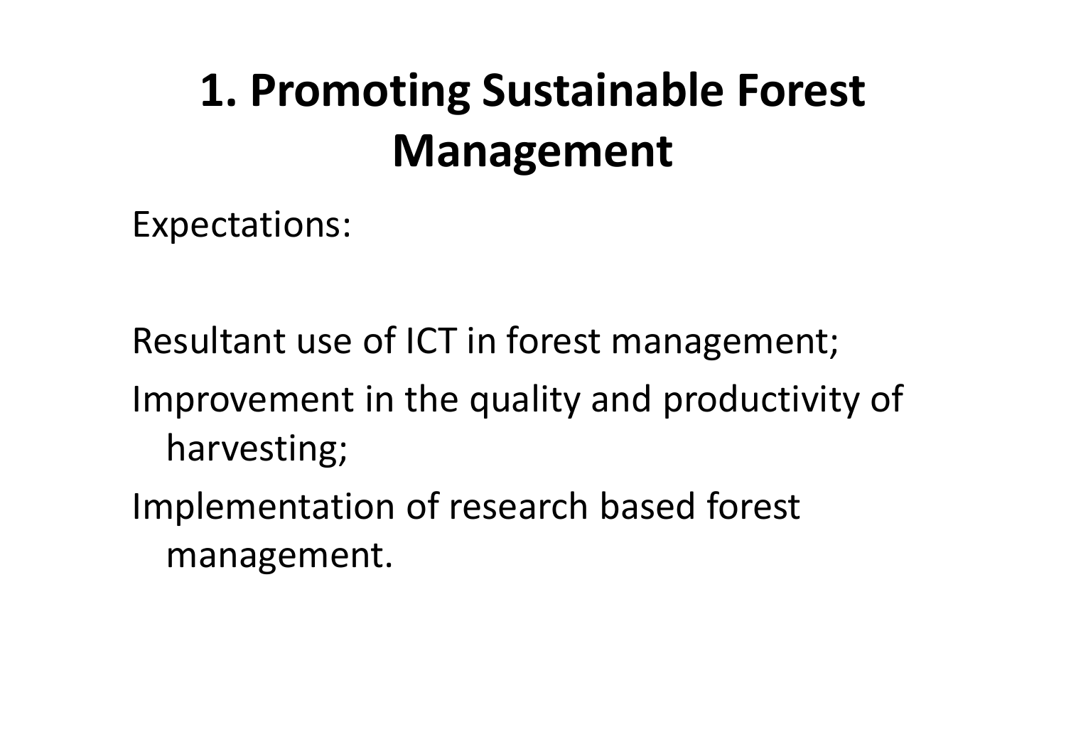# 1. Promoting Sustainable Forest Management

Expectations:

Resultant use of ICT in forest management;

Improvement in the quality and productivity of harvesting;

Implementation of research based forest management.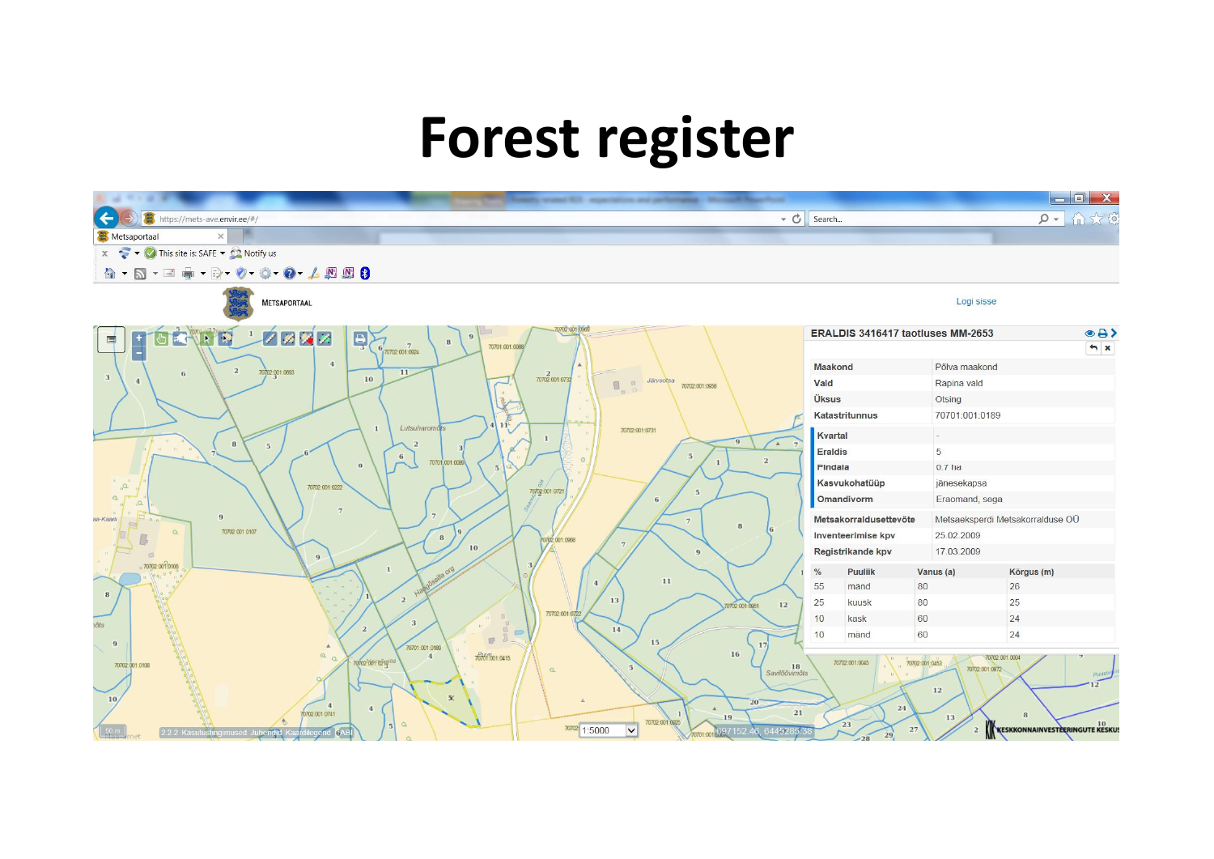# Forest register

| | |
|---|---|
| Maakond | Põlva maakond |
| Vald | Rapina vald |
| Üksus | Otsing |
| Katastritunnus | 70701:001:0189 |
| Kvartal | - |
| Eraldis | 5 |
| Pindala | 0.7 ha |
| Kasvukohatüüp | jänesekapsa |
| Omandivorm | Eraomand, sega |
| Metsakorraldusettevõte | Metsaeksperdi Metsakorralduse OÜ |
| Inventeerimise kpv | 25.02.2009 |
| Registrikande kpv | 17.03.2009 |

| % | Puuliik | Vanus (a) | Kõrgus (m) |
|---|---|---|---|
| 55 | mänd | 80 | 26 |
| 25 | kuusk | 80 | 25 |
| 10 | kask | 60 | 24 |
| 10 | mänd | 60 | 24 |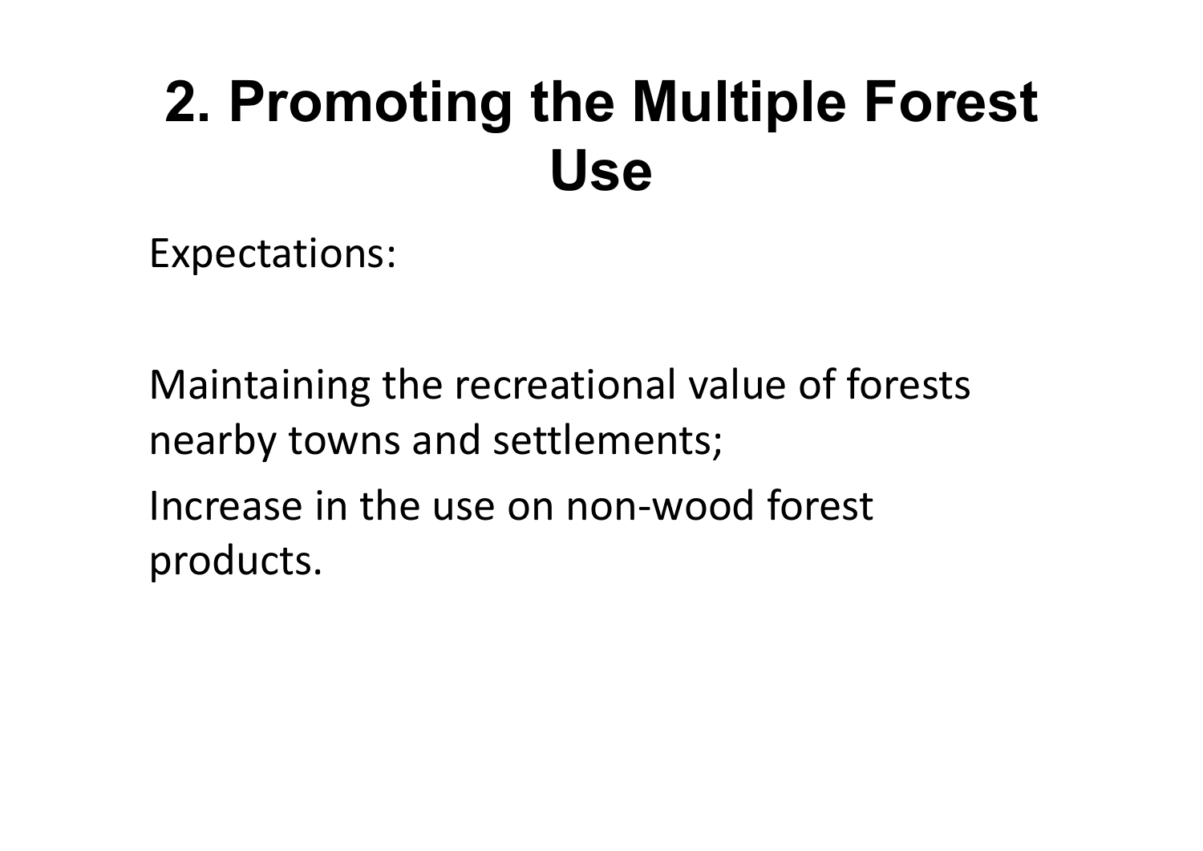# 2. Promoting the Multiple Forest Use

Expectations:

Maintaining the recreational value of forests nearby towns and settlements;

Increase in the use on non-wood forest products.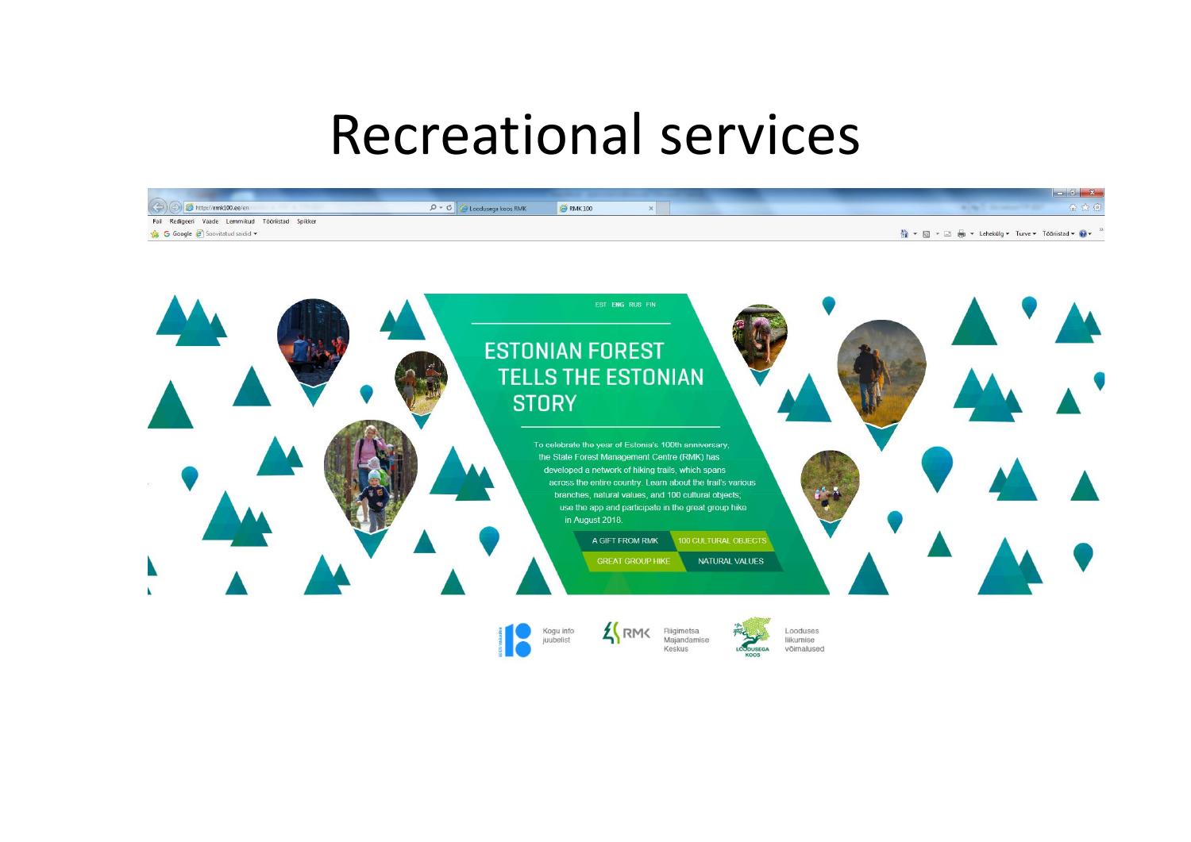# Recreational services

EST ENG RUS FIN

## ESTONIAN FOREST TELLS THE ESTONIAN STORY

To celebrate the year of Estonia's 100th anniversary, the State Forest Management Centre (RMK) has developed a network of hiking trails, which spans across the entire country. Learn about the trail's various branches, natural values, and 100 cultural objects; use the app and participate in the great group hike in August 2018.

A GIFT FROM RMK | 100 CULTURAL OBJECTS | GREAT GROUP HIKE | NATURAL VALUES

Kogu info juubelist

RMK Riigimetsa Majandamise Keskus

LOODUSEGA KOOS Looduses liikumise võimalused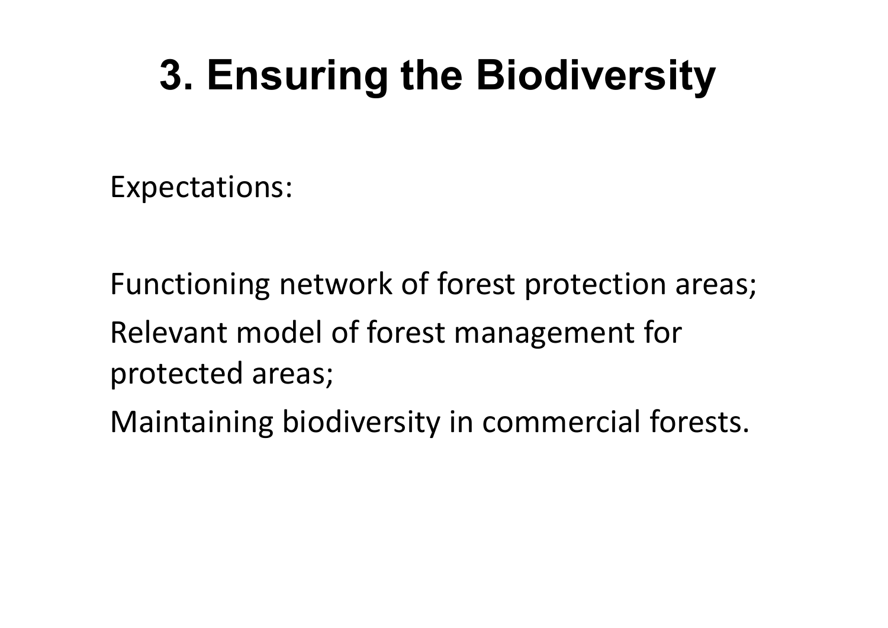# 3. Ensuring the Biodiversity

Expectations:

Functioning network of forest protection areas;

Relevant model of forest management for protected areas;

Maintaining biodiversity in commercial forests.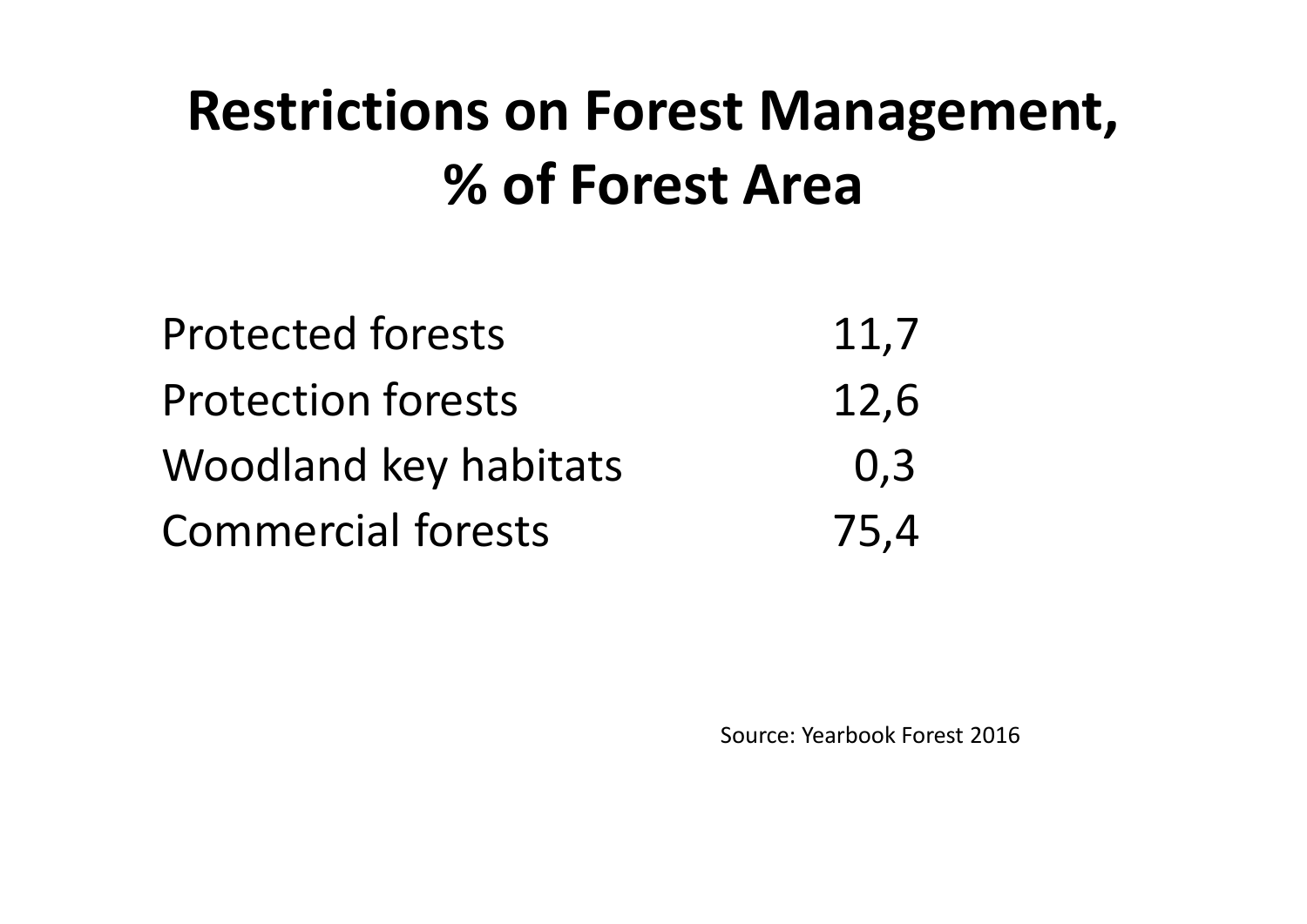# Restrictions on Forest Management, % of Forest Area

| | |
|---|---|
| Protected forests | 11,7 |
| Protection forests | 12,6 |
| Woodland key habitats | 0,3 |
| Commercial forests | 75,4 |

Source: Yearbook Forest 2016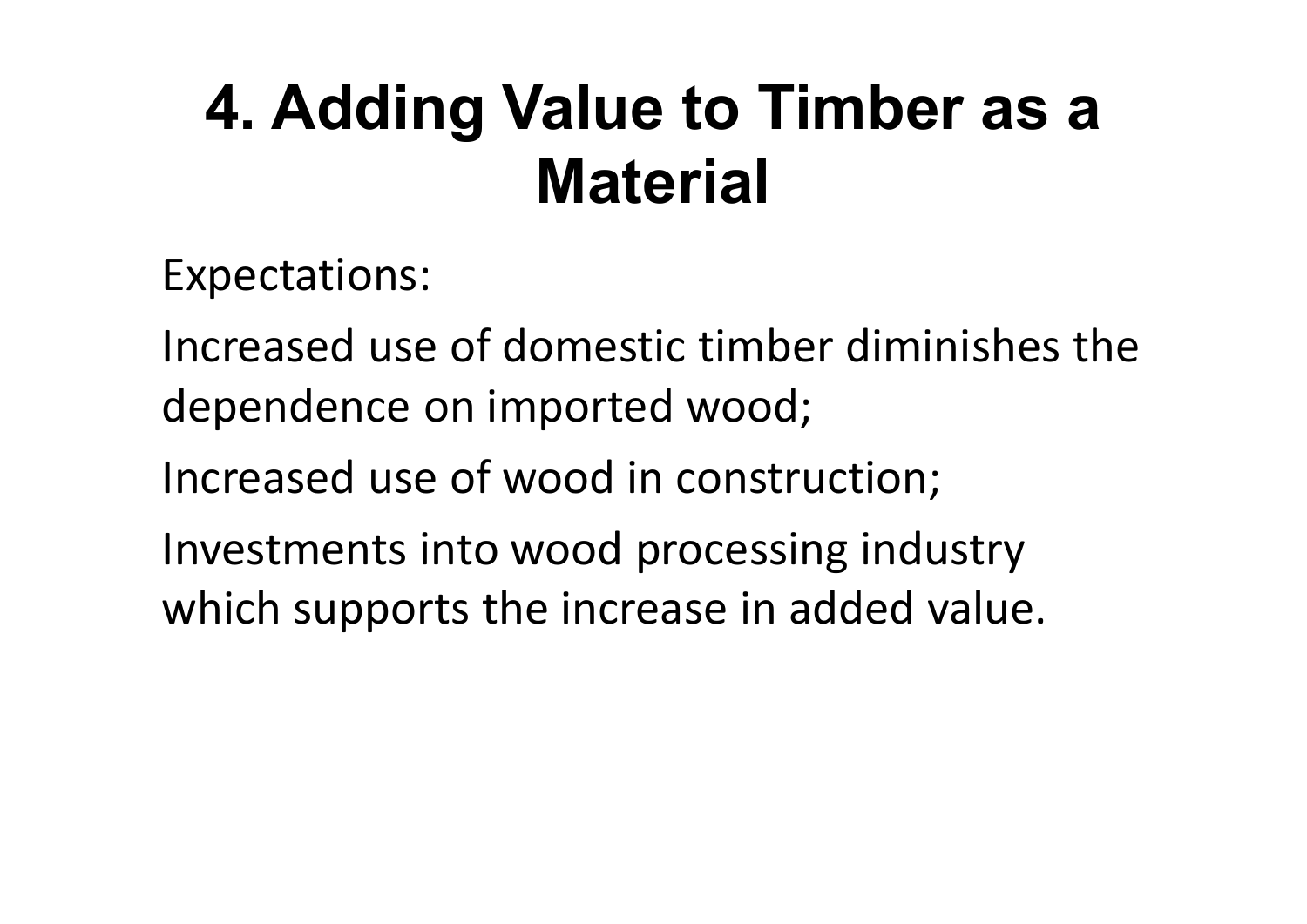# 4. Adding Value to Timber as a Material

Expectations:

Increased use of domestic timber diminishes the dependence on imported wood;

Increased use of wood in construction;

Investments into wood processing industry which supports the increase in added value.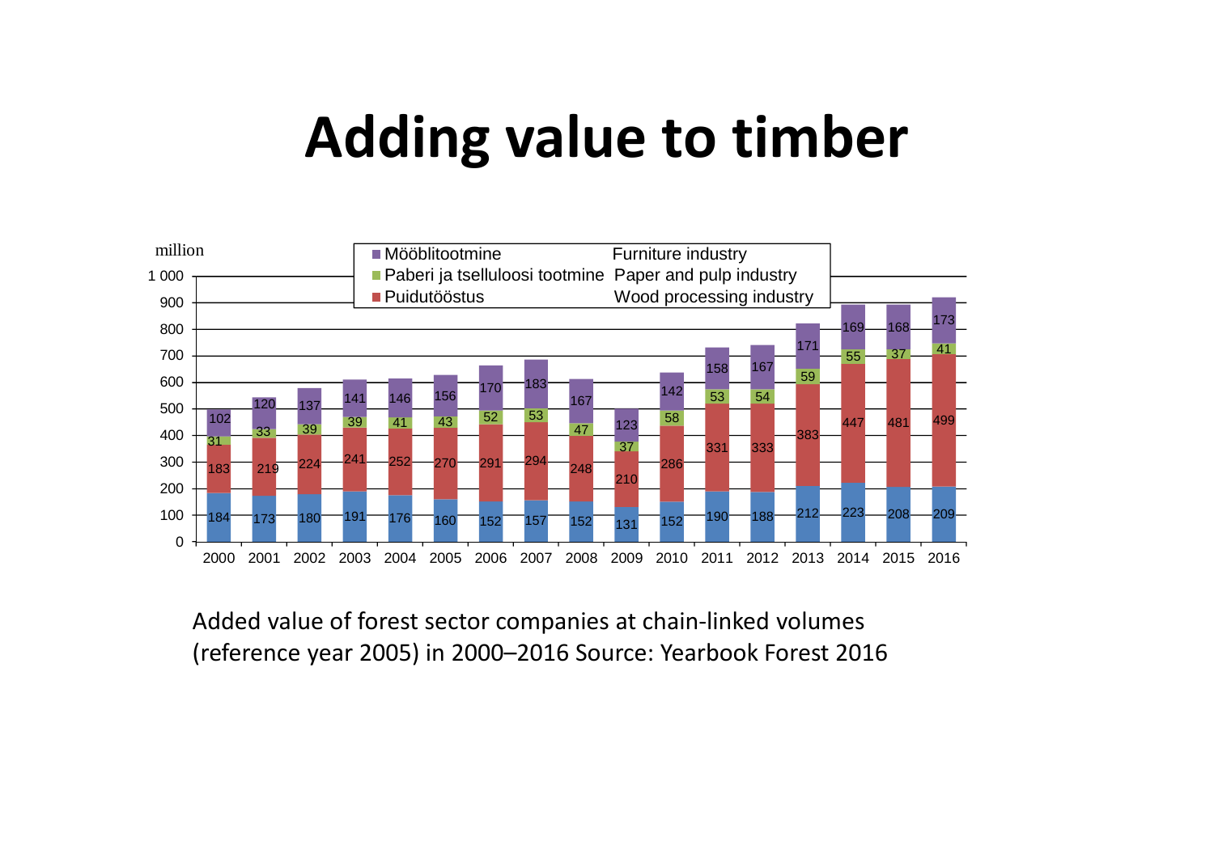# Adding value to timber

million

| Year | | Puidutööstus / Wood processing industry | Paberi ja tselluloosi tootmine / Paper and pulp industry | Mööblitootmine / Furniture industry |
|---|---|---|---|---|
| 2000 | 184 | 183 | 31 | 102 |
| 2001 | 173 | 219 | 33 | 120 |
| 2002 | 180 | 224 | 39 | 137 |
| 2003 | 191 | 241 | 39 | 141 |
| 2004 | 176 | 252 | 41 | 146 |
| 2005 | 160 | 270 | 43 | 156 |
| 2006 | 152 | 291 | 52 | 170 |
| 2007 | 157 | 294 | 53 | 183 |
| 2008 | 152 | 248 | 47 | 167 |
| 2009 | 131 | 210 | 37 | 123 |
| 2010 | 152 | 286 | 58 | 142 |
| 2011 | 190 | 331 | 53 | 158 |
| 2012 | 188 | 333 | 54 | 167 |
| 2013 | 212 | 383 | 59 | 171 |
| 2014 | 223 | 447 | 55 | 169 |
| 2015 | 208 | 481 | 37 | 168 |
| 2016 | 209 | 499 | 41 | 173 |

Added value of forest sector companies at chain-linked volumes (reference year 2005) in 2000–2016 Source: Yearbook Forest 2016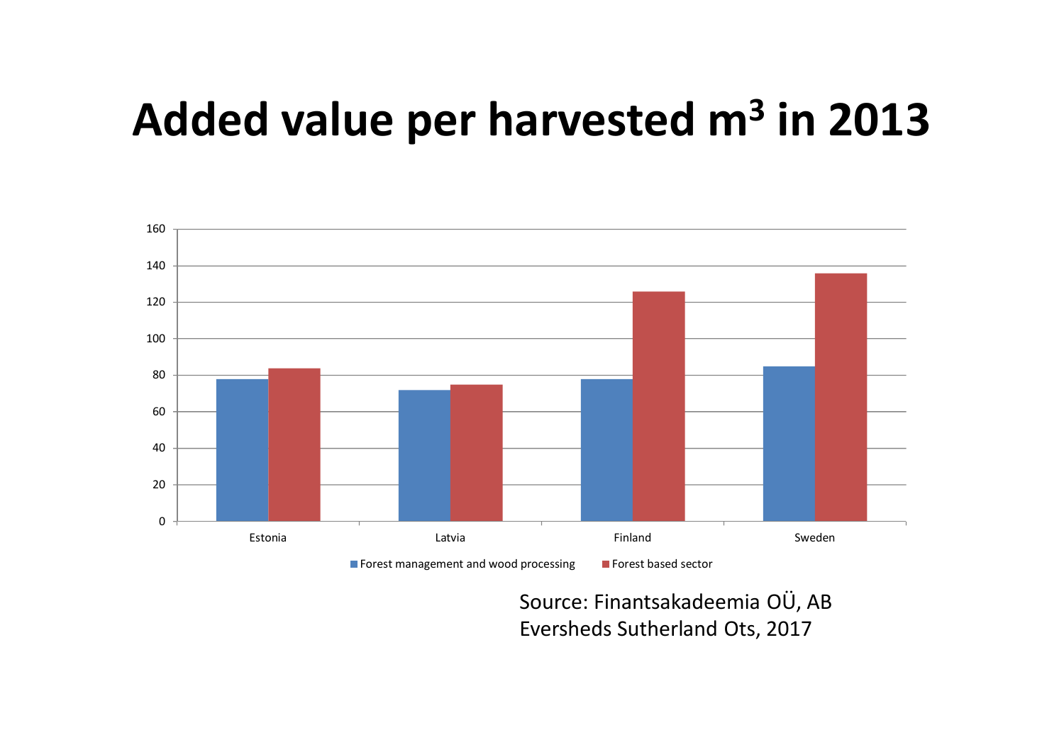# Added value per harvested m$^3$ in 2013

| | Forest management and wood processing | Forest based sector |
|---|---|---|
| Estonia | 78 | 84 |
| Latvia | 72 | 75 |
| Finland | 78 | 126 |
| Sweden | 85 | 136 |

Source: Finantsakadeemia OÜ, AB Eversheds Sutherland Ots, 2017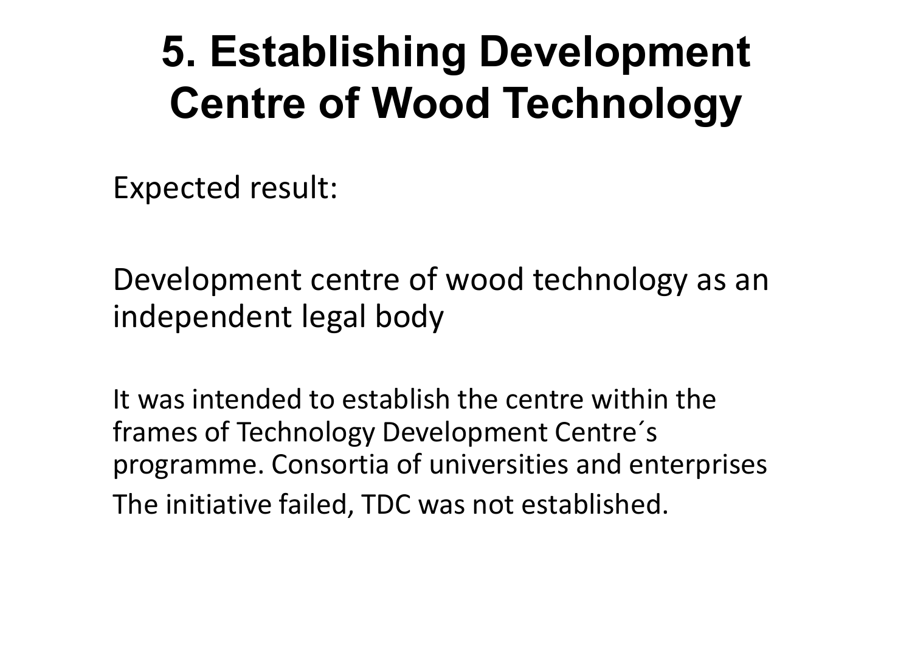# 5. Establishing Development Centre of Wood Technology

Expected result:

Development centre of wood technology as an independent legal body

It was intended to establish the centre within the frames of Technology Development Centre´s programme. Consortia of universities and enterprises

The initiative failed, TDC was not established.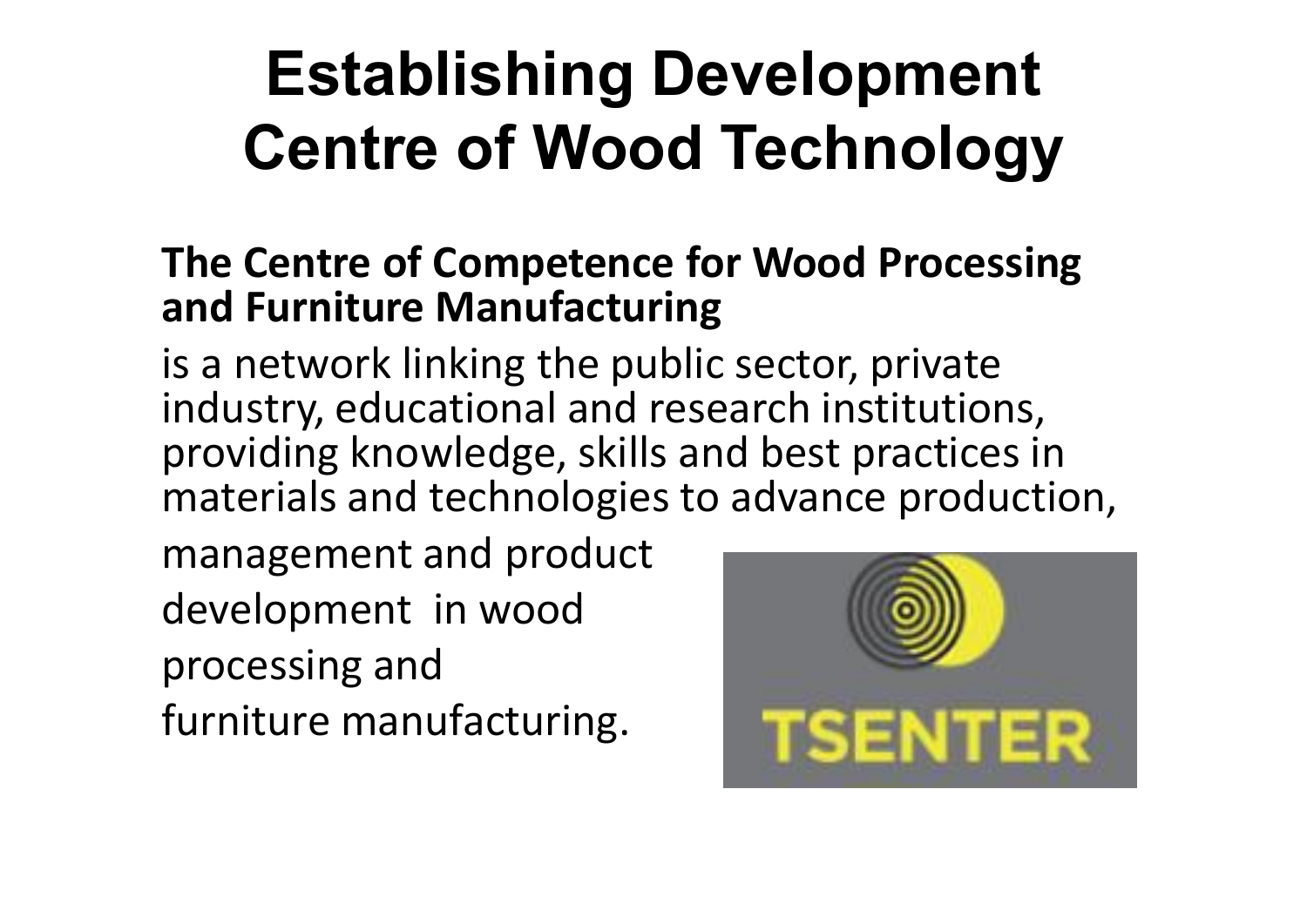# Establishing Development Centre of Wood Technology

**The Centre of Competence for Wood Processing and Furniture Manufacturing**

is a network linking the public sector, private industry, educational and research institutions, providing knowledge, skills and best practices in materials and technologies to advance production, management and product development in wood processing and furniture manufacturing.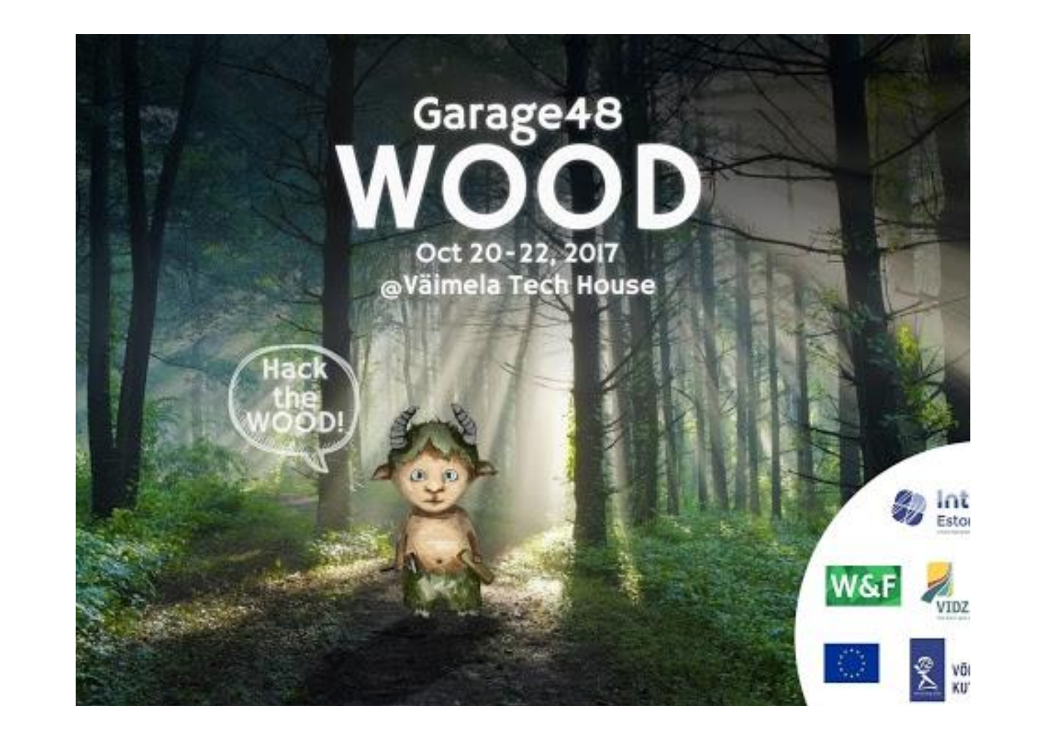Garage48

# WOOD

Oct 20-22, 2017

@Väimela Tech House

Hack the WOOD!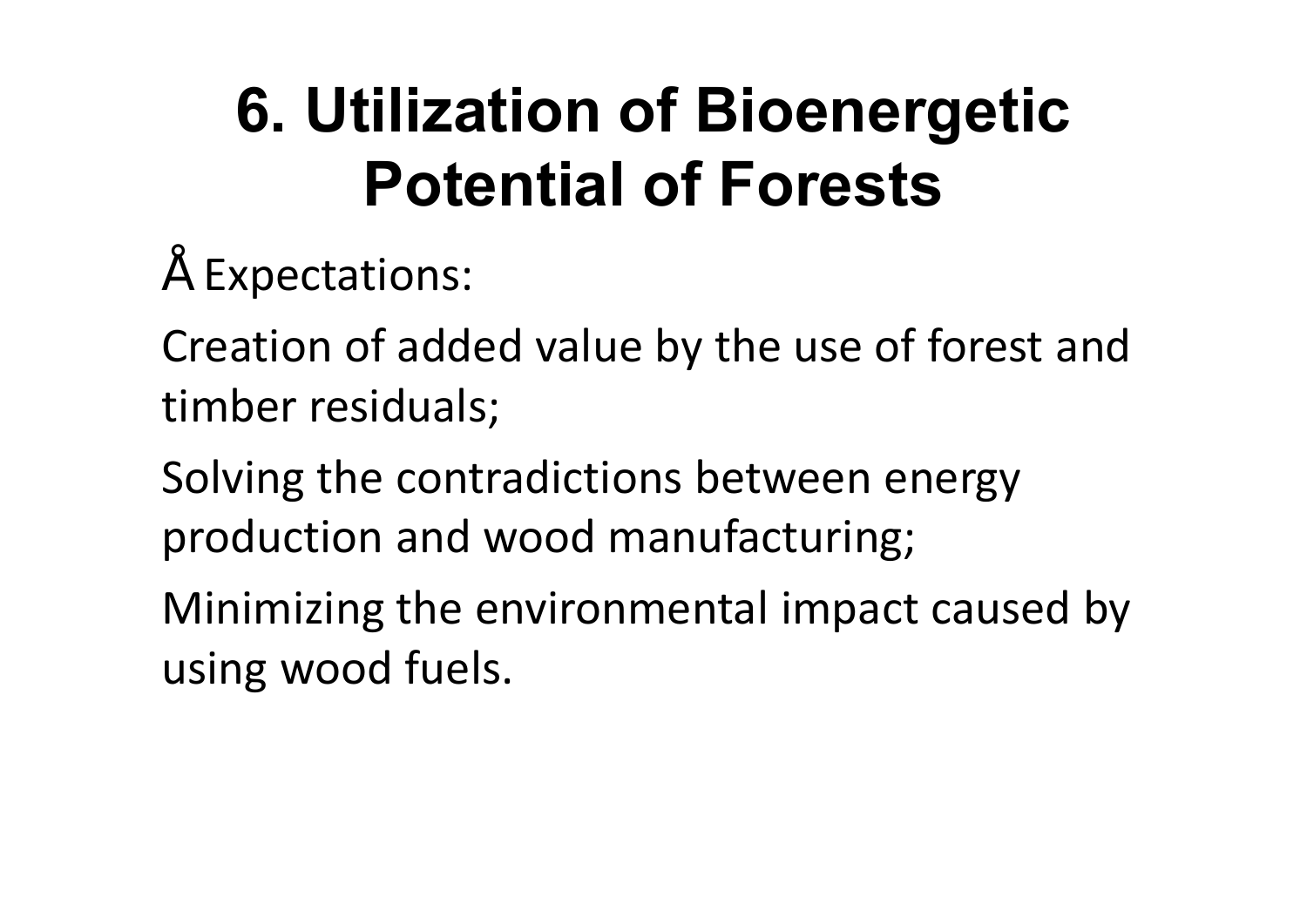# 6. Utilization of Bioenergetic Potential of Forests

Å Expectations:

Creation of added value by the use of forest and timber residuals;

Solving the contradictions between energy production and wood manufacturing;

Minimizing the environmental impact caused by using wood fuels.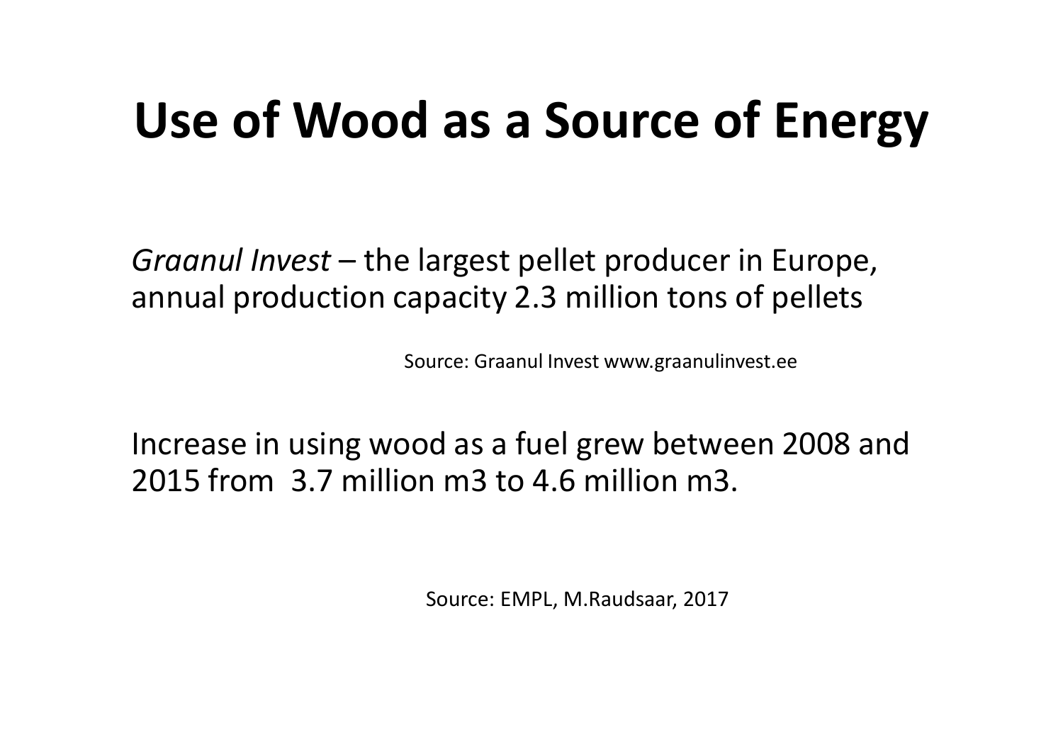# Use of Wood as a Source of Energy

*Graanul Invest* – the largest pellet producer in Europe, annual production capacity 2.3 million tons of pellets

Source: Graanul Invest www.graanulinvest.ee

Increase in using wood as a fuel grew between 2008 and 2015 from 3.7 million m3 to 4.6 million m3.

Source: EMPL, M.Raudsaar, 2017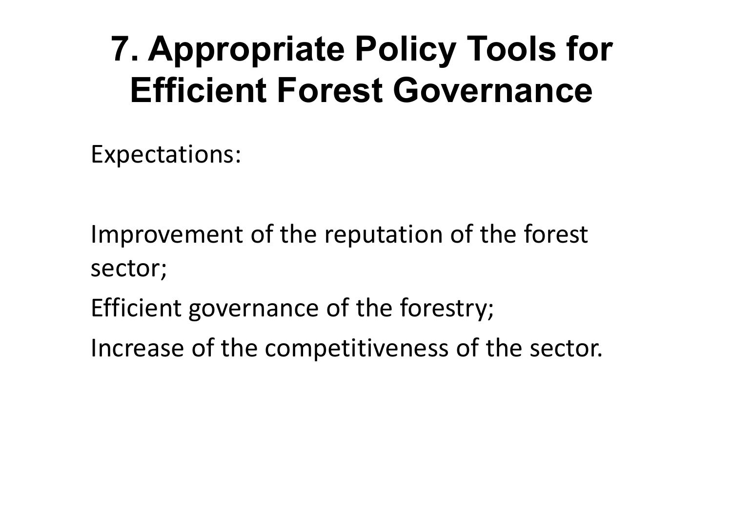# 7. Appropriate Policy Tools for Efficient Forest Governance

Expectations:

Improvement of the reputation of the forest sector;

Efficient governance of the forestry;

Increase of the competitiveness of the sector.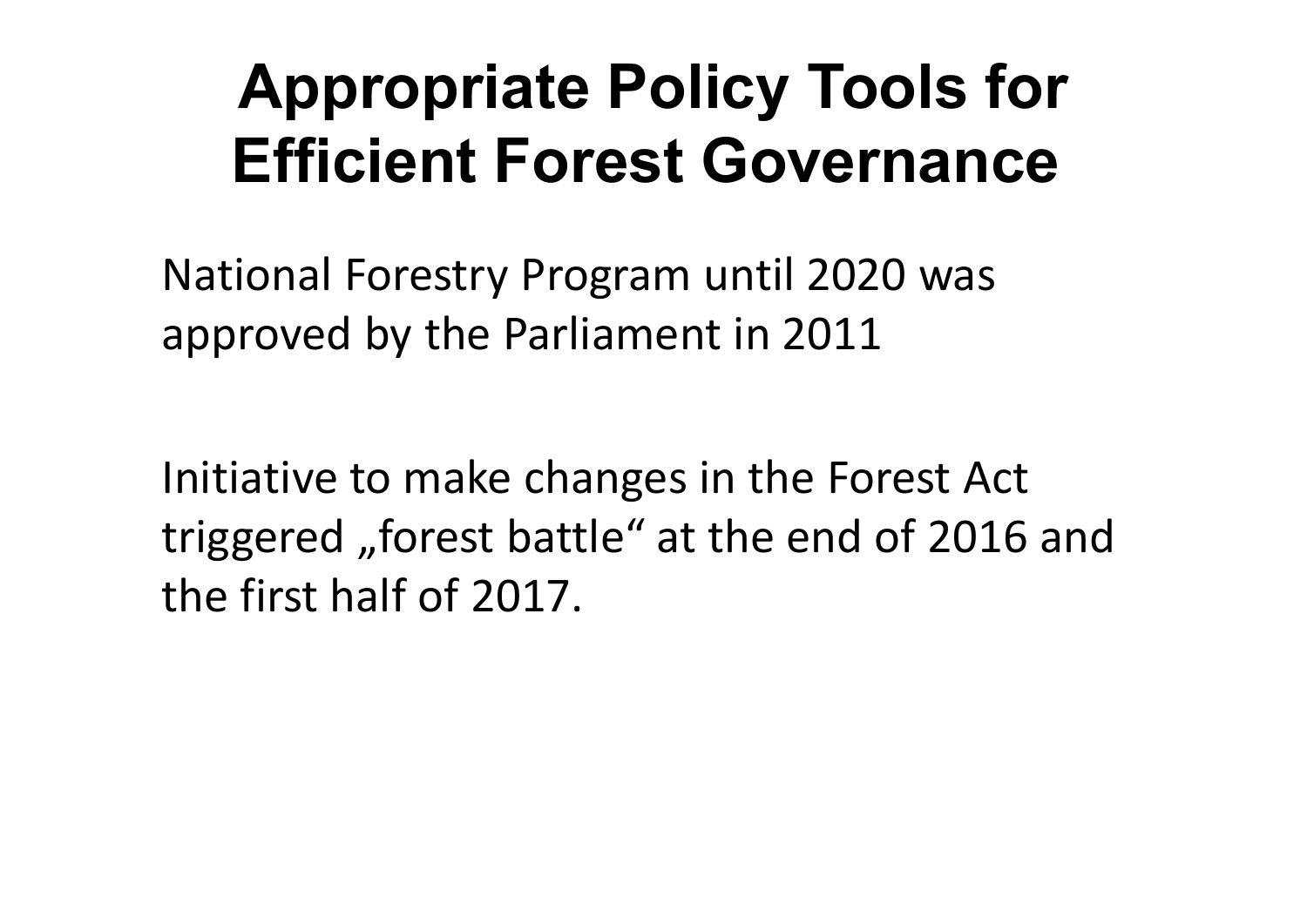# Appropriate Policy Tools for Efficient Forest Governance

National Forestry Program until 2020 was approved by the Parliament in 2011

Initiative to make changes in the Forest Act triggered „forest battle“ at the end of 2016 and the first half of 2017.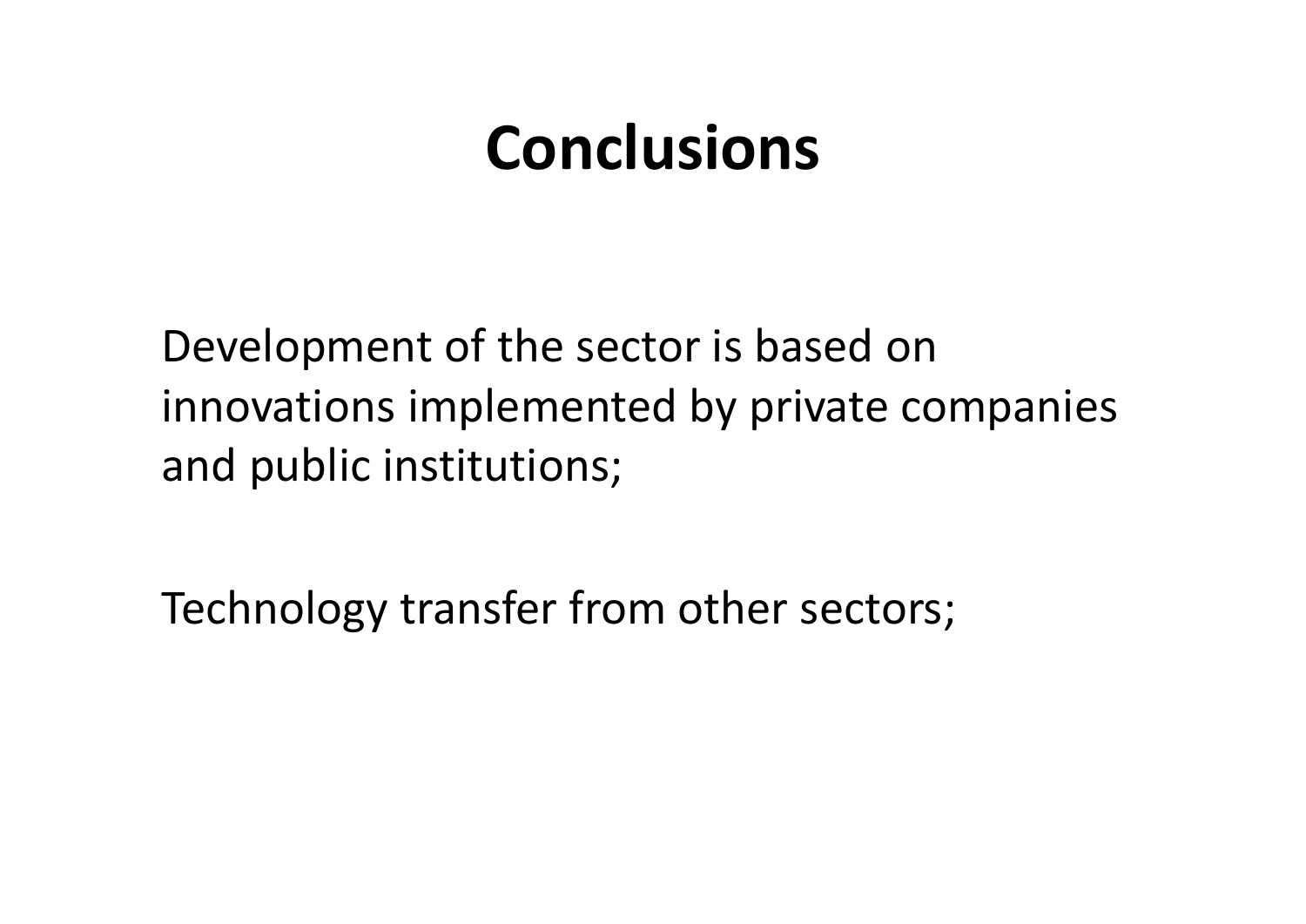# Conclusions

Development of the sector is based on innovations implemented by private companies and public institutions;

Technology transfer from other sectors;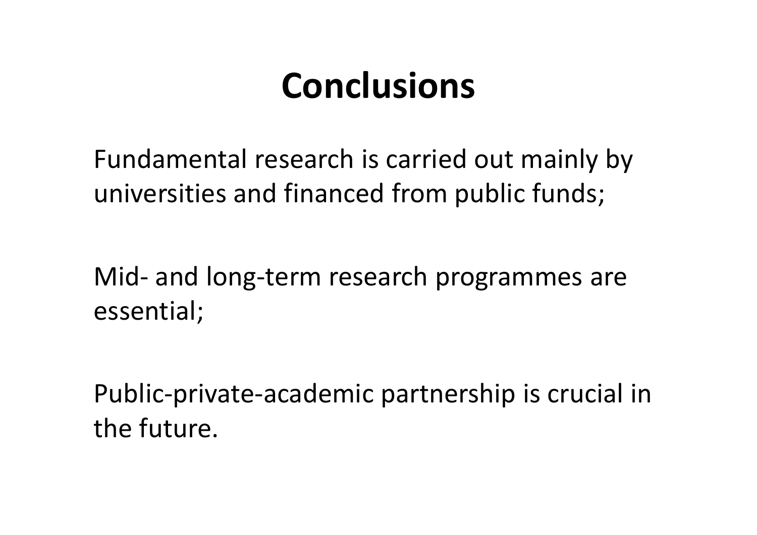# Conclusions

Fundamental research is carried out mainly by universities and financed from public funds;

Mid- and long-term research programmes are essential;

Public-private-academic partnership is crucial in the future.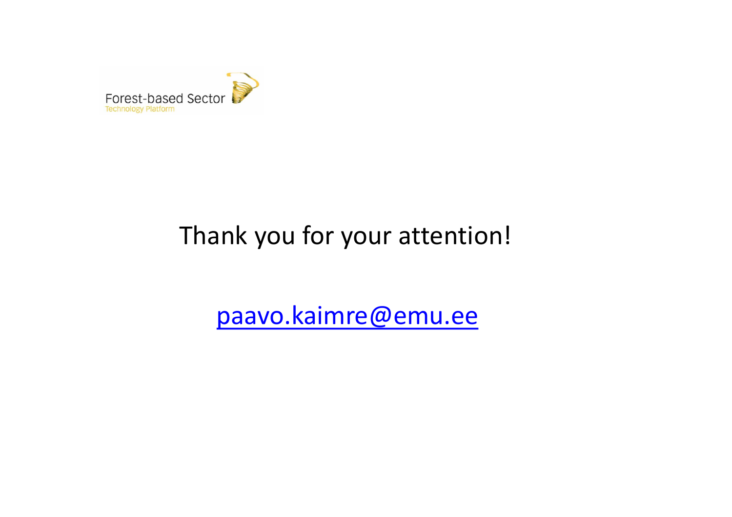Forest-based Sector
Technology Platform

Thank you for your attention!

paavo.kaimre@emu.ee